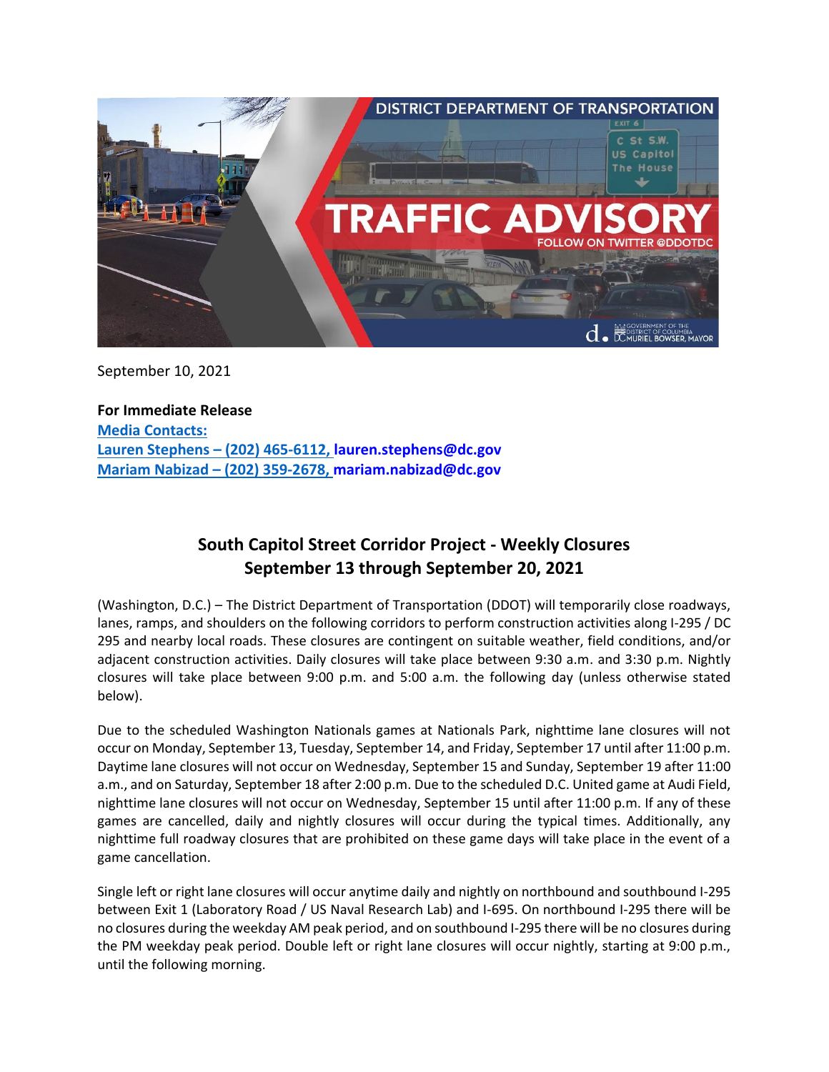September 10, 2021

**For Immediate Release**
**Media Contacts:**
**Lauren Stephens – (202) 465-6112, lauren.stephens@dc.gov**
**Mariam Nabizad – (202) 359-2678, mariam.nabizad@dc.gov**

## South Capitol Street Corridor Project - Weekly Closures
## September 13 through September 20, 2021

(Washington, D.C.) – The District Department of Transportation (DDOT) will temporarily close roadways, lanes, ramps, and shoulders on the following corridors to perform construction activities along I-295 / DC 295 and nearby local roads. These closures are contingent on suitable weather, field conditions, and/or adjacent construction activities. Daily closures will take place between 9:30 a.m. and 3:30 p.m. Nightly closures will take place between 9:00 p.m. and 5:00 a.m. the following day (unless otherwise stated below).

Due to the scheduled Washington Nationals games at Nationals Park, nighttime lane closures will not occur on Monday, September 13, Tuesday, September 14, and Friday, September 17 until after 11:00 p.m. Daytime lane closures will not occur on Wednesday, September 15 and Sunday, September 19 after 11:00 a.m., and on Saturday, September 18 after 2:00 p.m. Due to the scheduled D.C. United game at Audi Field, nighttime lane closures will not occur on Wednesday, September 15 until after 11:00 p.m. If any of these games are cancelled, daily and nightly closures will occur during the typical times. Additionally, any nighttime full roadway closures that are prohibited on these game days will take place in the event of a game cancellation.

Single left or right lane closures will occur anytime daily and nightly on northbound and southbound I-295 between Exit 1 (Laboratory Road / US Naval Research Lab) and I-695. On northbound I-295 there will be no closures during the weekday AM peak period, and on southbound I-295 there will be no closures during the PM weekday peak period. Double left or right lane closures will occur nightly, starting at 9:00 p.m., until the following morning.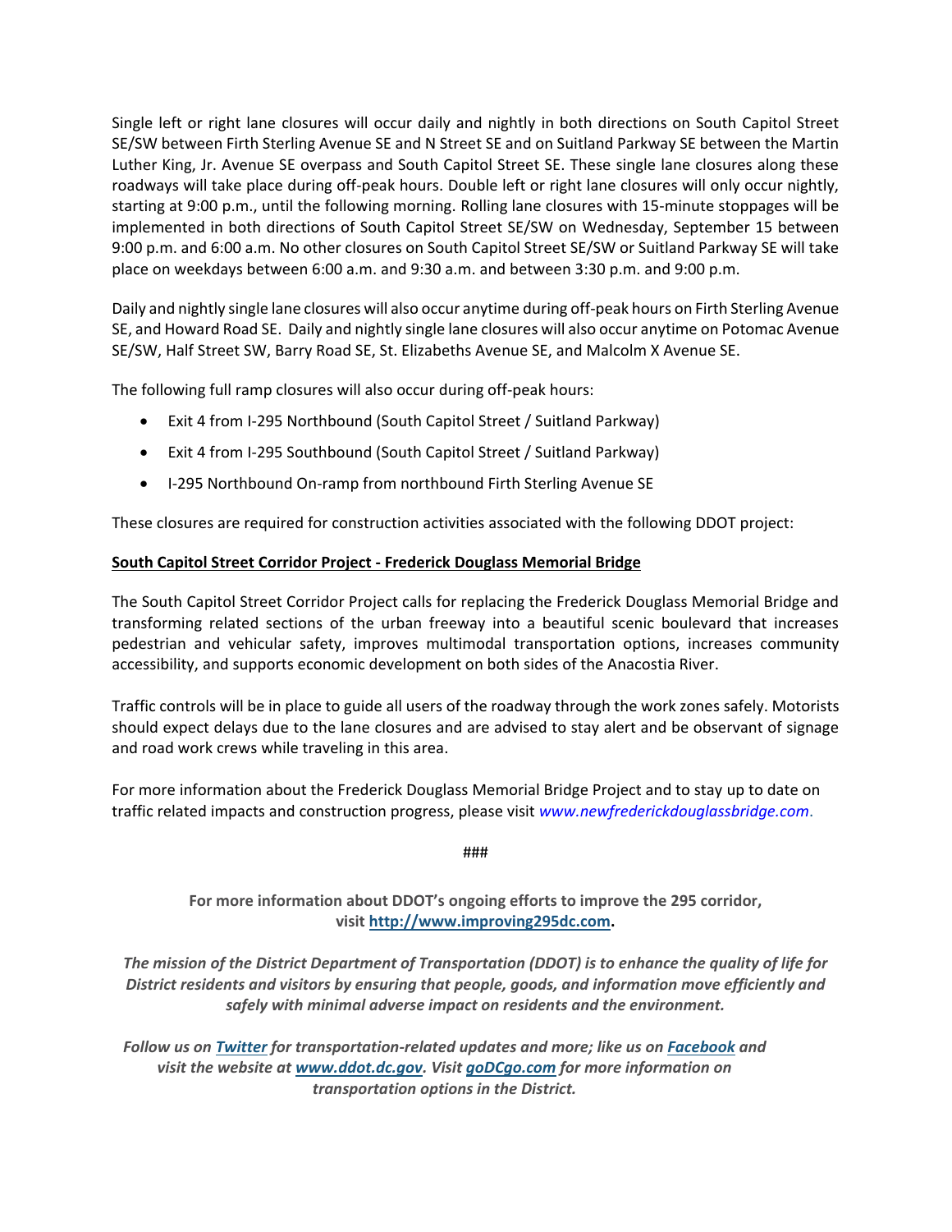Single left or right lane closures will occur daily and nightly in both directions on South Capitol Street SE/SW between Firth Sterling Avenue SE and N Street SE and on Suitland Parkway SE between the Martin Luther King, Jr. Avenue SE overpass and South Capitol Street SE. These single lane closures along these roadways will take place during off-peak hours. Double left or right lane closures will only occur nightly, starting at 9:00 p.m., until the following morning. Rolling lane closures with 15-minute stoppages will be implemented in both directions of South Capitol Street SE/SW on Wednesday, September 15 between 9:00 p.m. and 6:00 a.m. No other closures on South Capitol Street SE/SW or Suitland Parkway SE will take place on weekdays between 6:00 a.m. and 9:30 a.m. and between 3:30 p.m. and 9:00 p.m.

Daily and nightly single lane closures will also occur anytime during off-peak hours on Firth Sterling Avenue SE, and Howard Road SE. Daily and nightly single lane closures will also occur anytime on Potomac Avenue SE/SW, Half Street SW, Barry Road SE, St. Elizabeths Avenue SE, and Malcolm X Avenue SE.

The following full ramp closures will also occur during off-peak hours:

- Exit 4 from I-295 Northbound (South Capitol Street / Suitland Parkway)
- Exit 4 from I-295 Southbound (South Capitol Street / Suitland Parkway)
- I-295 Northbound On-ramp from northbound Firth Sterling Avenue SE

These closures are required for construction activities associated with the following DDOT project:

**South Capitol Street Corridor Project - Frederick Douglass Memorial Bridge**

The South Capitol Street Corridor Project calls for replacing the Frederick Douglass Memorial Bridge and transforming related sections of the urban freeway into a beautiful scenic boulevard that increases pedestrian and vehicular safety, improves multimodal transportation options, increases community accessibility, and supports economic development on both sides of the Anacostia River.

Traffic controls will be in place to guide all users of the roadway through the work zones safely. Motorists should expect delays due to the lane closures and are advised to stay alert and be observant of signage and road work crews while traveling in this area.

For more information about the Frederick Douglass Memorial Bridge Project and to stay up to date on traffic related impacts and construction progress, please visit *www.newfrederickdouglassbridge.com*.

###

**For more information about DDOT's ongoing efforts to improve the 295 corridor, visit http://www.improving295dc.com.**

***The mission of the District Department of Transportation (DDOT) is to enhance the quality of life for District residents and visitors by ensuring that people, goods, and information move efficiently and safely with minimal adverse impact on residents and the environment.***

***Follow us on Twitter for transportation-related updates and more; like us on Facebook and visit the website at www.ddot.dc.gov. Visit goDCgo.com for more information on transportation options in the District.***